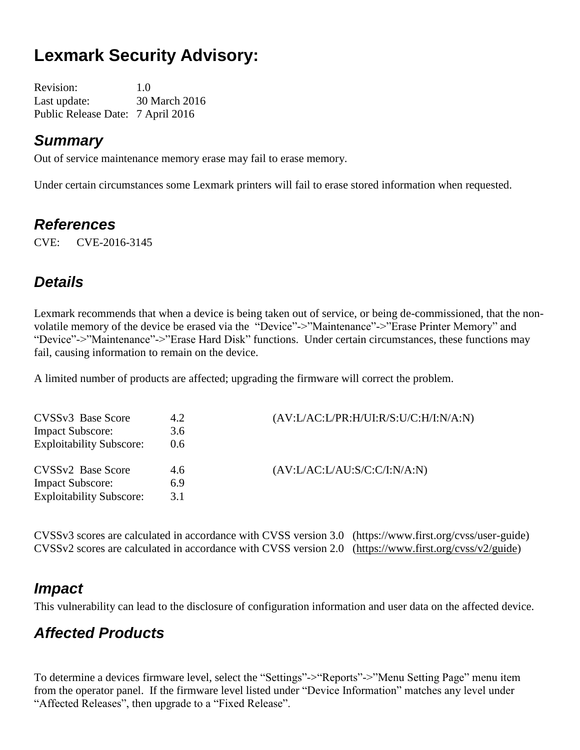# Lexmark Security Advisory:

Revision: 1.0
Last update: 30 March 2016
Public Release Date: 7 April 2016

## *Summary*

Out of service maintenance memory erase may fail to erase memory.

Under certain circumstances some Lexmark printers will fail to erase stored information when requested.

## *References*

CVE: CVE-2016-3145

## *Details*

Lexmark recommends that when a device is being taken out of service, or being de-commissioned, that the non-volatile memory of the device be erased via the "Device"->"Maintenance"->"Erase Printer Memory" and "Device"->"Maintenance"->"Erase Hard Disk" functions. Under certain circumstances, these functions may fail, causing information to remain on the device.

A limited number of products are affected; upgrading the firmware will correct the problem.

| | | |
|---|---|---|
| CVSSv3 Base Score | 4.2 | (AV:L/AC:L/PR:H/UI:R/S:U/C:H/I:N/A:N) |
| Impact Subscore: | 3.6 | |
| Exploitability Subscore: | 0.6 | |
| CVSSv2 Base Score | 4.6 | (AV:L/AC:L/AU:S/C:C/I:N/A:N) |
| Impact Subscore: | 6.9 | |
| Exploitability Subscore: | 3.1 | |

CVSSv3 scores are calculated in accordance with CVSS version 3.0 (https://www.first.org/cvss/user-guide)
CVSSv2 scores are calculated in accordance with CVSS version 2.0 (https://www.first.org/cvss/v2/guide)

## *Impact*

This vulnerability can lead to the disclosure of configuration information and user data on the affected device.

## *Affected Products*

To determine a devices firmware level, select the "Settings"->"Reports"->"Menu Setting Page" menu item from the operator panel. If the firmware level listed under "Device Information" matches any level under "Affected Releases", then upgrade to a "Fixed Release".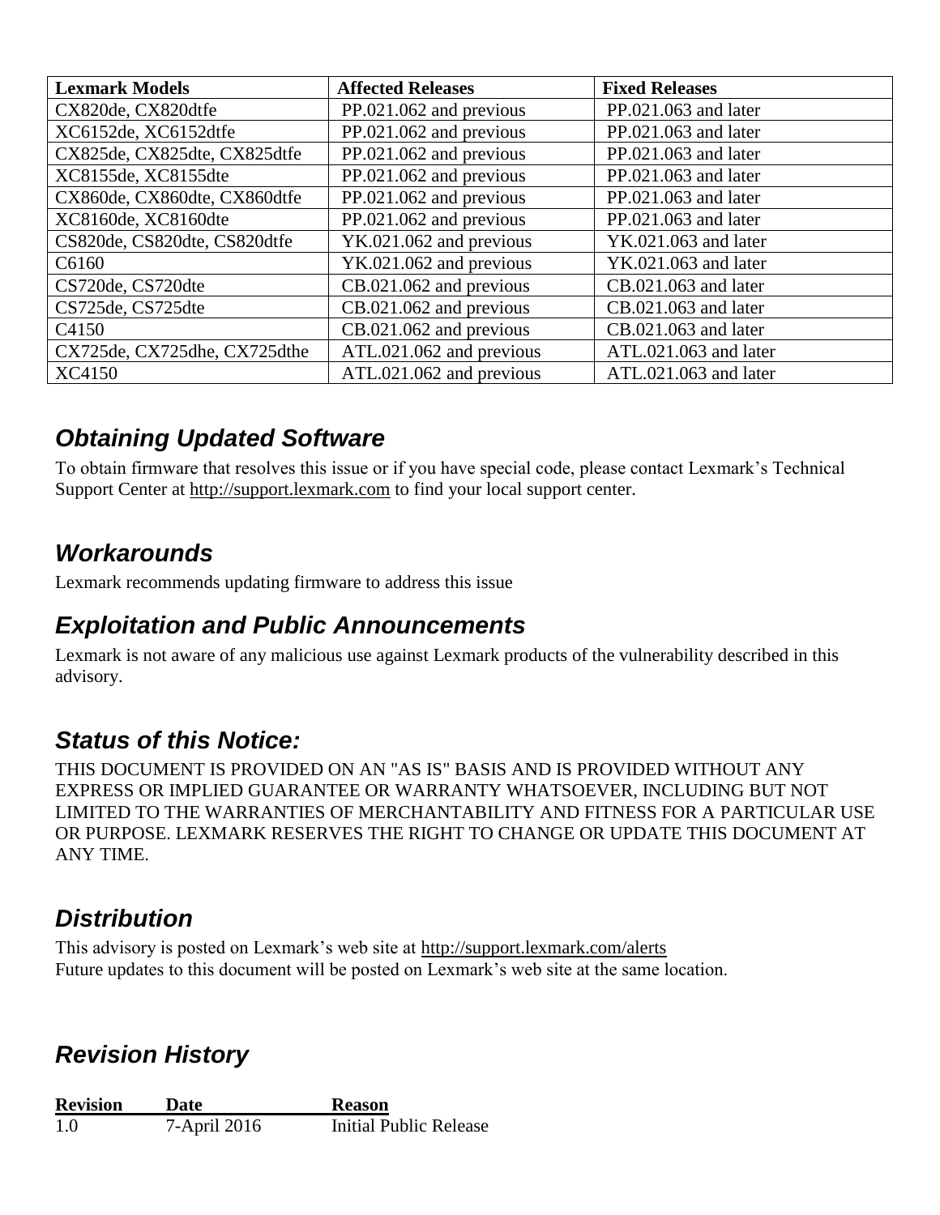| Lexmark Models | Affected Releases | Fixed Releases |
| --- | --- | --- |
| CX820de, CX820dtfe | PP.021.062 and previous | PP.021.063 and later |
| XC6152de, XC6152dtfe | PP.021.062 and previous | PP.021.063 and later |
| CX825de, CX825dte, CX825dtfe | PP.021.062 and previous | PP.021.063 and later |
| XC8155de, XC8155dte | PP.021.062 and previous | PP.021.063 and later |
| CX860de, CX860dte, CX860dtfe | PP.021.062 and previous | PP.021.063 and later |
| XC8160de, XC8160dte | PP.021.062 and previous | PP.021.063 and later |
| CS820de, CS820dte, CS820dtfe | YK.021.062 and previous | YK.021.063 and later |
| C6160 | YK.021.062 and previous | YK.021.063 and later |
| CS720de, CS720dte | CB.021.062 and previous | CB.021.063 and later |
| CS725de, CS725dte | CB.021.062 and previous | CB.021.063 and later |
| C4150 | CB.021.062 and previous | CB.021.063 and later |
| CX725de, CX725dhe, CX725dthe | ATL.021.062 and previous | ATL.021.063 and later |
| XC4150 | ATL.021.062 and previous | ATL.021.063 and later |

## *Obtaining Updated Software*

To obtain firmware that resolves this issue or if you have special code, please contact Lexmark's Technical Support Center at http://support.lexmark.com to find your local support center.

## *Workarounds*

Lexmark recommends updating firmware to address this issue

## *Exploitation and Public Announcements*

Lexmark is not aware of any malicious use against Lexmark products of the vulnerability described in this advisory.

## *Status of this Notice:*

THIS DOCUMENT IS PROVIDED ON AN "AS IS" BASIS AND IS PROVIDED WITHOUT ANY EXPRESS OR IMPLIED GUARANTEE OR WARRANTY WHATSOEVER, INCLUDING BUT NOT LIMITED TO THE WARRANTIES OF MERCHANTABILITY AND FITNESS FOR A PARTICULAR USE OR PURPOSE. LEXMARK RESERVES THE RIGHT TO CHANGE OR UPDATE THIS DOCUMENT AT ANY TIME.

## *Distribution*

This advisory is posted on Lexmark's web site at http://support.lexmark.com/alerts
Future updates to this document will be posted on Lexmark's web site at the same location.

## *Revision History*

| Revision | Date | Reason |
| --- | --- | --- |
| 1.0 | 7-April 2016 | Initial Public Release |